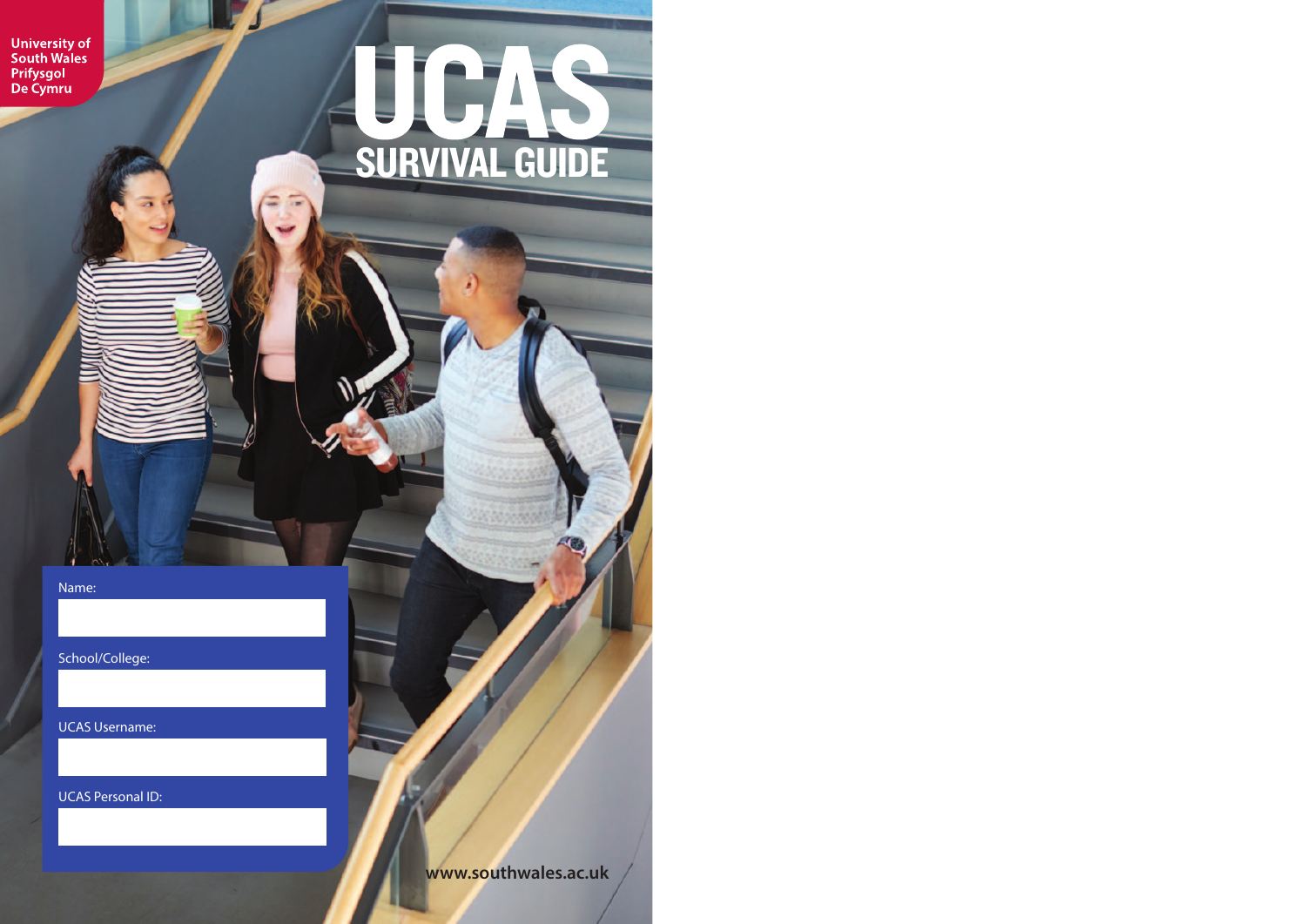University of South Wales
Prifysgol De Cymru

# UCAS

## SURVIVAL GUIDE

Name:

School/College:

UCAS Username:

UCAS Personal ID:

www.southwales.ac.uk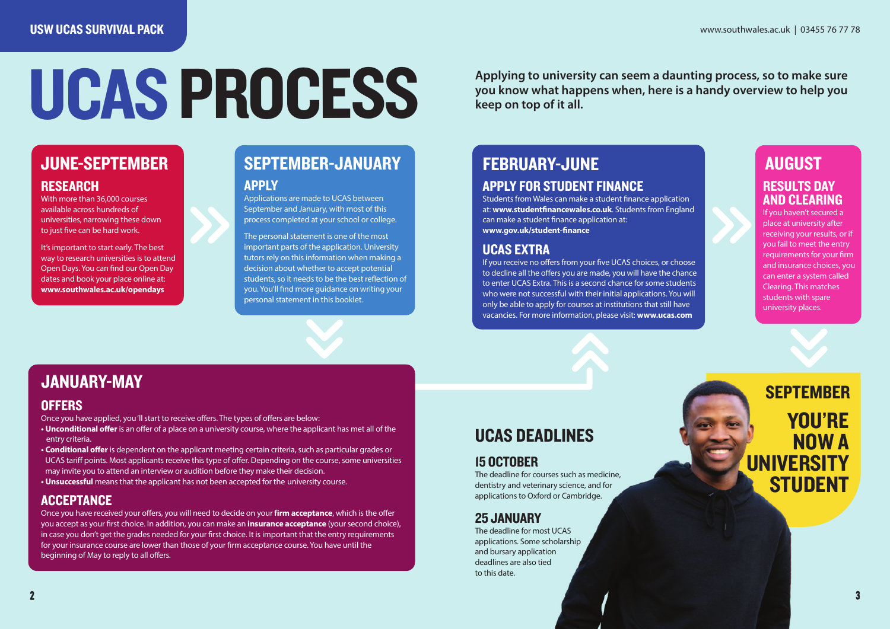# UCAS PROCESS

**Applying to university can seem a daunting process, so to make sure you know what happens when, here is a handy overview to help you keep on top of it all.**

## JUNE-SEPTEMBER

### RESEARCH

With more than 36,000 courses available across hundreds of universities, narrowing these down to just five can be hard work.

It's important to start early. The best way to research universities is to attend Open Days. You can find our Open Day dates and book your place online at: **www.southwales.ac.uk/opendays**

## SEPTEMBER-JANUARY

### APPLY

Applications are made to UCAS between September and January, with most of this process completed at your school or college.

The personal statement is one of the most important parts of the application. University tutors rely on this information when making a decision about whether to accept potential students, so it needs to be the best reflection of you. You'll find more guidance on writing your personal statement in this booklet.

## JANUARY-MAY

### OFFERS

Once you have applied, you'll start to receive offers. The types of offers are below:

- **Unconditional offer** is an offer of a place on a university course, where the applicant has met all of the entry criteria.
- **Conditional offer** is dependent on the applicant meeting certain criteria, such as particular grades or UCAS tariff points. Most applicants receive this type of offer. Depending on the course, some universities may invite you to attend an interview or audition before they make their decision.
- **Unsuccessful** means that the applicant has not been accepted for the university course.

### ACCEPTANCE

Once you have received your offers, you will need to decide on your **firm acceptance**, which is the offer you accept as your first choice. In addition, you can make an **insurance acceptance** (your second choice), in case you don't get the grades needed for your first choice. It is important that the entry requirements for your insurance course are lower than those of your firm acceptance course. You have until the beginning of May to reply to all offers.

## FEBRUARY-JUNE

### APPLY FOR STUDENT FINANCE

Students from Wales can make a student finance application at: **www.studentfinancewales.co.uk**. Students from England can make a student finance application at: **www.gov.uk/student-finance**

### UCAS EXTRA

If you receive no offers from your five UCAS choices, or choose to decline all the offers you are made, you will have the chance to enter UCAS Extra. This is a second chance for some students who were not successful with their initial applications. You will only be able to apply for courses at institutions that still have vacancies. For more information, please visit: **www.ucas.com**

## AUGUST

### RESULTS DAY AND CLEARING

If you haven't secured a place at university after receiving your results, or if you fail to meet the entry requirements for your firm and insurance choices, you can enter a system called Clearing. This matches students with spare university places.

## SEPTEMBER

### YOU'RE NOW A UNIVERSITY STUDENT

## UCAS DEADLINES

### 15 OCTOBER

The deadline for courses such as medicine, dentistry and veterinary science, and for applications to Oxford or Cambridge.

### 25 JANUARY

The deadline for most UCAS applications. Some scholarship and bursary application deadlines are also tied to this date.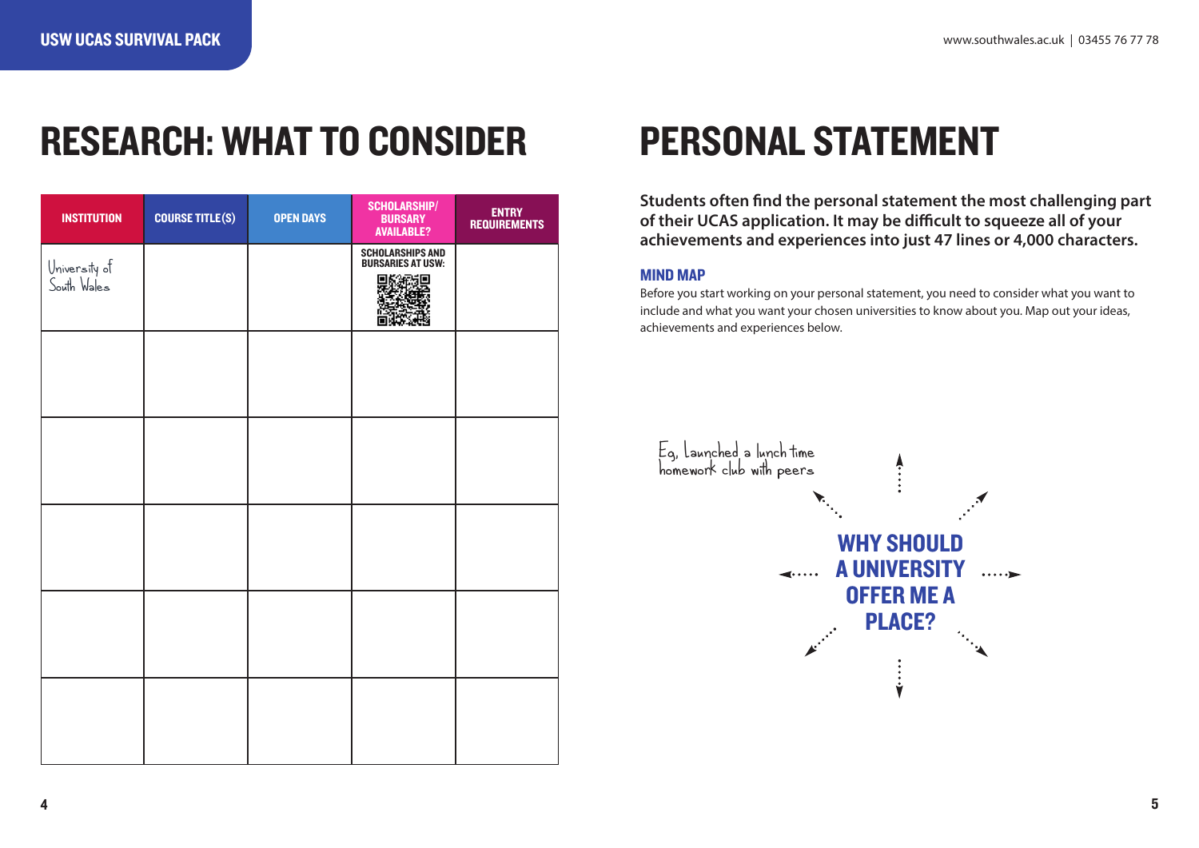# RESEARCH: WHAT TO CONSIDER

| INSTITUTION | COURSE TITLE(S) | OPEN DAYS | SCHOLARSHIP/ BURSARY AVAILABLE? | ENTRY REQUIREMENTS |
|---|---|---|---|---|
| University of South Wales | | | SCHOLARSHIPS AND BURSARIES AT USW: | |
| | | | | |
| | | | | |
| | | | | |
| | | | | |
| | | | | |

# PERSONAL STATEMENT

**Students often find the personal statement the most challenging part of their UCAS application. It may be difficult to squeeze all of your achievements and experiences into just 47 lines or 4,000 characters.**

### MIND MAP

Before you start working on your personal statement, you need to consider what you want to include and what you want your chosen universities to know about you. Map out your ideas, achievements and experiences below.

Eg, Launched a lunch time homework club with peers

**WHY SHOULD A UNIVERSITY OFFER ME A PLACE?**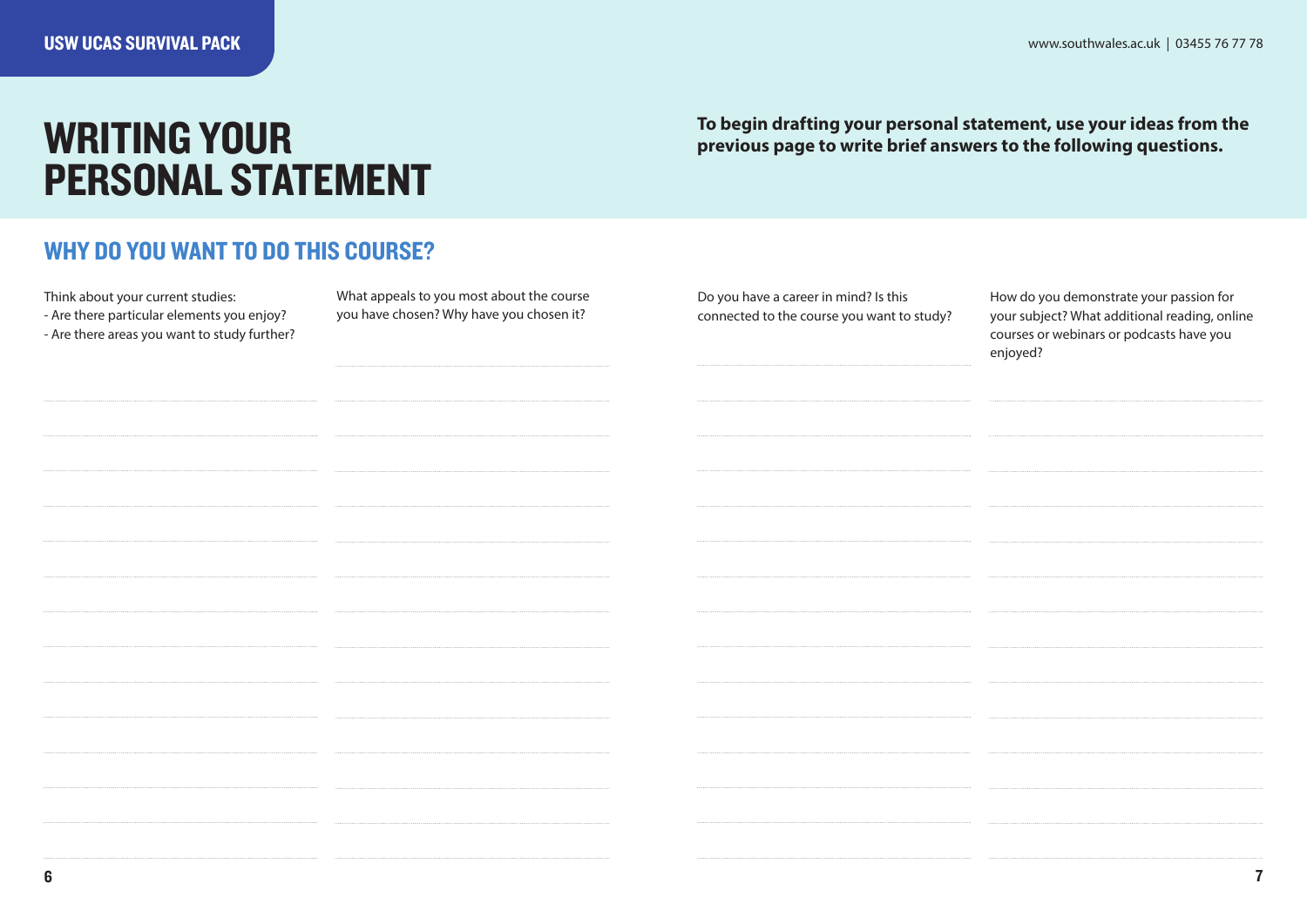# WRITING YOUR PERSONAL STATEMENT

**To begin drafting your personal statement, use your ideas from the previous page to write brief answers to the following questions.**

## WHY DO YOU WANT TO DO THIS COURSE?

Think about your current studies:
- Are there particular elements you enjoy?
- Are there areas you want to study further?

What appeals to you most about the course you have chosen? Why have you chosen it?

Do you have a career in mind? Is this connected to the course you want to study?

How do you demonstrate your passion for your subject? What additional reading, online courses or webinars or podcasts have you enjoyed?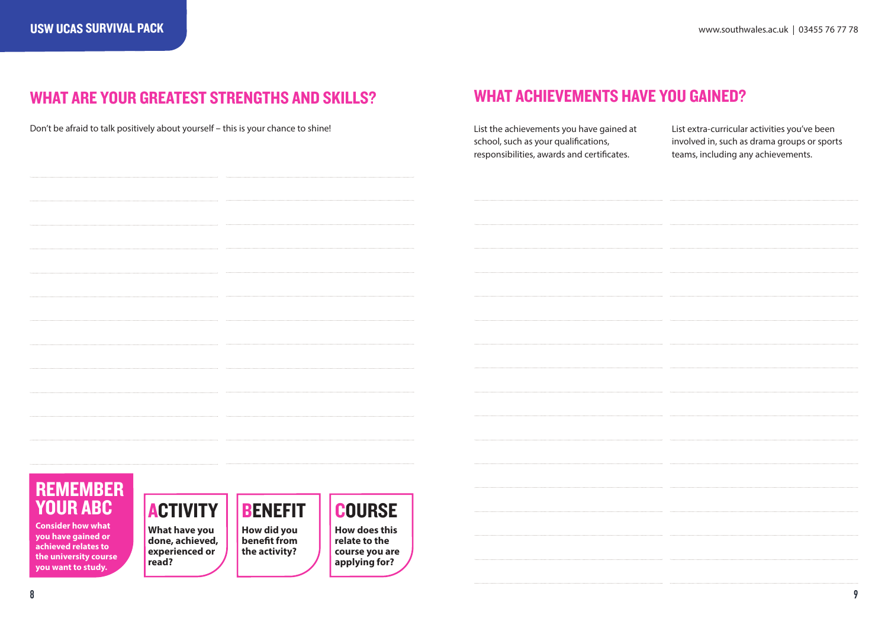## WHAT ARE YOUR GREATEST STRENGTHS AND SKILLS?

Don't be afraid to talk positively about yourself – this is your chance to shine!

### REMEMBER YOUR ABC

**Consider how what you have gained or achieved relates to the university course you want to study.**

**ACTIVITY**

**What have you done, achieved, experienced or read?**

**BENEFIT**

**How did you benefit from the activity?**

**COURSE**

**How does this relate to the course you are applying for?**

## WHAT ACHIEVEMENTS HAVE YOU GAINED?

List the achievements you have gained at school, such as your qualifications, responsibilities, awards and certificates.

List extra-curricular activities you've been involved in, such as drama groups or sports teams, including any achievements.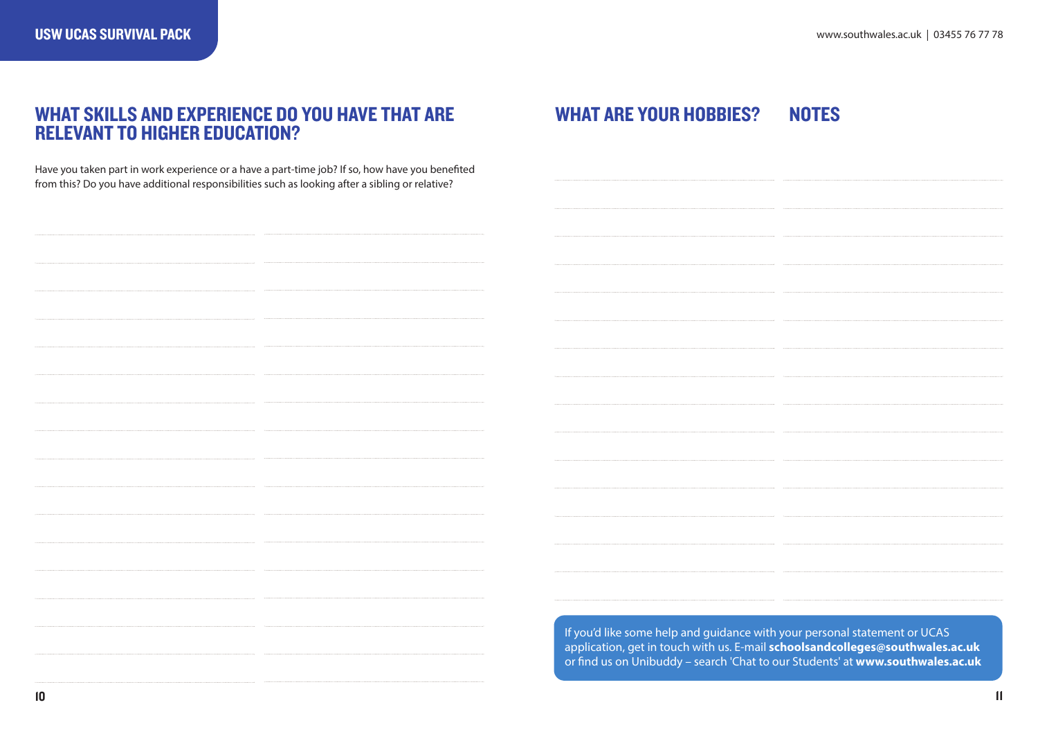## WHAT SKILLS AND EXPERIENCE DO YOU HAVE THAT ARE RELEVANT TO HIGHER EDUCATION?

Have you taken part in work experience or a have a part-time job? If so, how have you benefited from this? Do you have additional responsibilities such as looking after a sibling or relative?

## WHAT ARE YOUR HOBBIES?

## NOTES

If you'd like some help and guidance with your personal statement or UCAS application, get in touch with us. E-mail **schoolsandcolleges@southwales.ac.uk** or find us on Unibuddy – search 'Chat to our Students' at **www.southwales.ac.uk**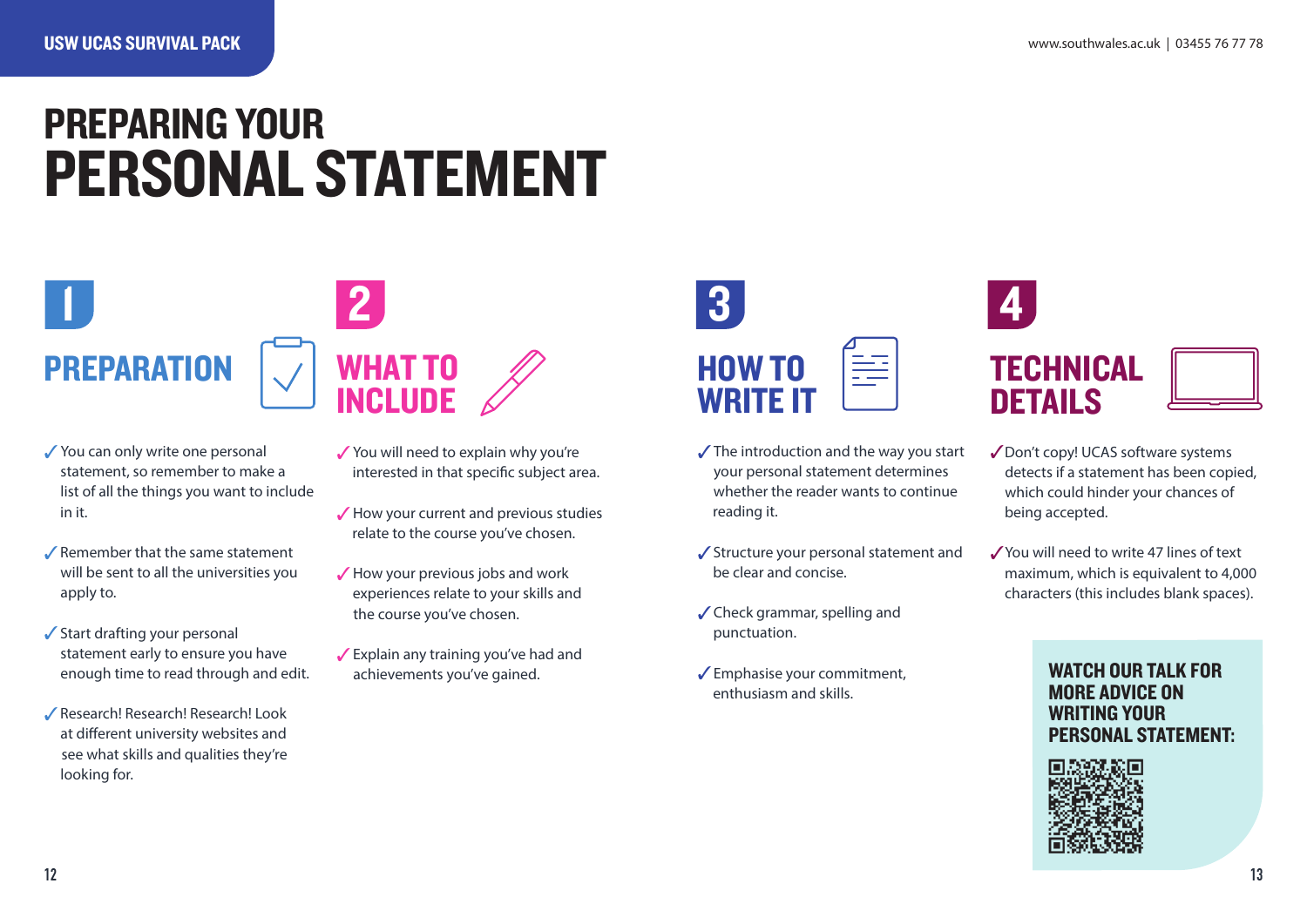# PREPARING YOUR PERSONAL STATEMENT

## 1 PREPARATION

- ✓ You can only write one personal statement, so remember to make a list of all the things you want to include in it.
- ✓ Remember that the same statement will be sent to all the universities you apply to.
- ✓ Start drafting your personal statement early to ensure you have enough time to read through and edit.
- ✓ Research! Research! Research! Look at different university websites and see what skills and qualities they're looking for.

## 2 WHAT TO INCLUDE

- ✓ You will need to explain why you're interested in that specific subject area.
- ✓ How your current and previous studies relate to the course you've chosen.
- ✓ How your previous jobs and work experiences relate to your skills and the course you've chosen.
- ✓ Explain any training you've had and achievements you've gained.

## 3 HOW TO WRITE IT

- ✓ The introduction and the way you start your personal statement determines whether the reader wants to continue reading it.
- ✓ Structure your personal statement and be clear and concise.
- ✓ Check grammar, spelling and punctuation.
- ✓ Emphasise your commitment, enthusiasm and skills.

## 4 TECHNICAL DETAILS

- ✓ Don't copy! UCAS software systems detects if a statement has been copied, which could hinder your chances of being accepted.
- ✓ You will need to write 47 lines of text maximum, which is equivalent to 4,000 characters (this includes blank spaces).

**WATCH OUR TALK FOR MORE ADVICE ON WRITING YOUR PERSONAL STATEMENT:**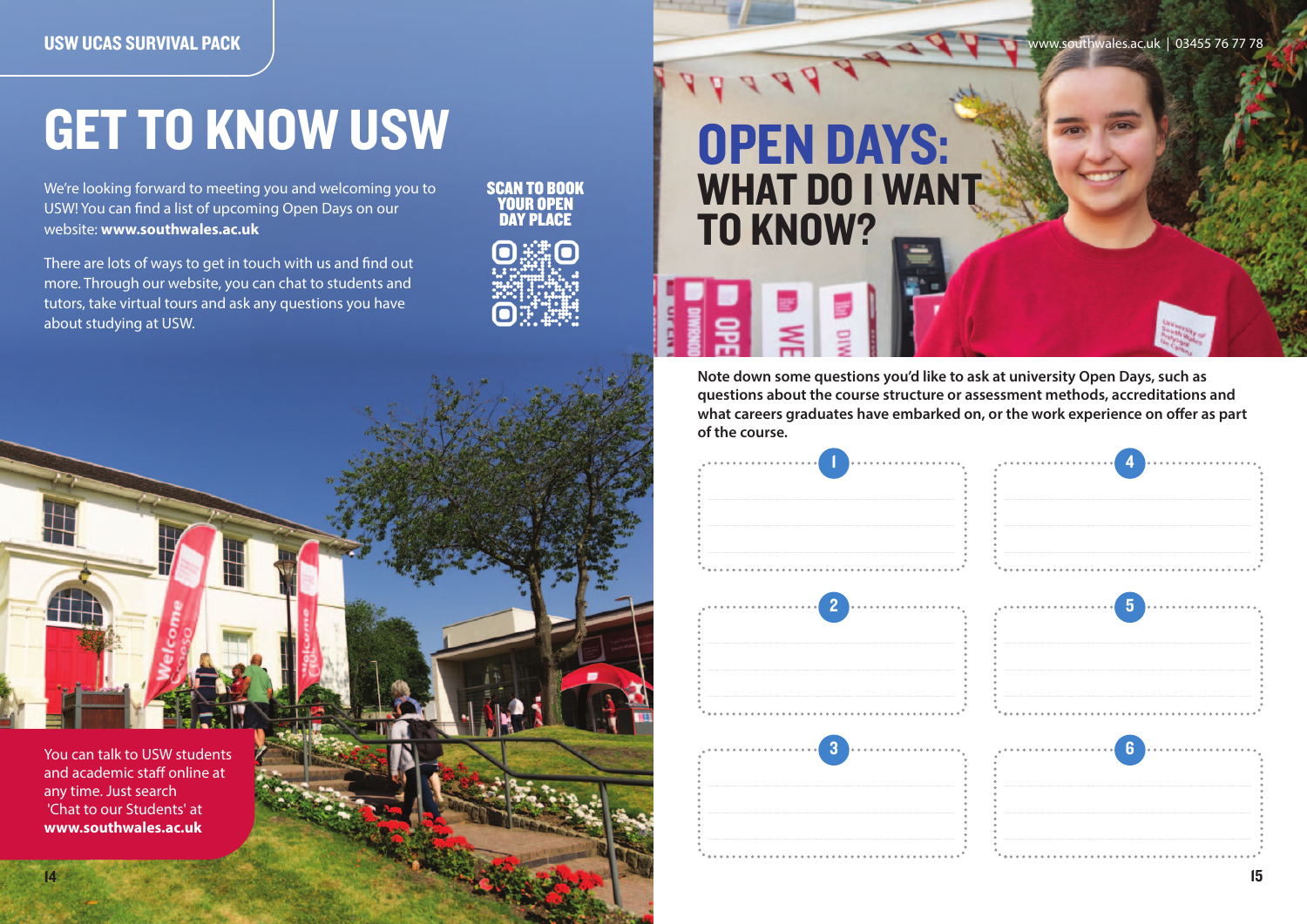# GET TO KNOW USW

We're looking forward to meeting you and welcoming you to USW! You can find a list of upcoming Open Days on our website: **www.southwales.ac.uk**

There are lots of ways to get in touch with us and find out more. Through our website, you can chat to students and tutors, take virtual tours and ask any questions you have about studying at USW.

**SCAN TO BOOK YOUR OPEN DAY PLACE**

You can talk to USW students and academic staff online at any time. Just search 'Chat to our Students' at **www.southwales.ac.uk**

# OPEN DAYS: WHAT DO I WANT TO KNOW?

**Note down some questions you'd like to ask at university Open Days, such as questions about the course structure or assessment methods, accreditations and what careers graduates have embarked on, or the work experience on offer as part of the course.**

1

2

3

4

5

6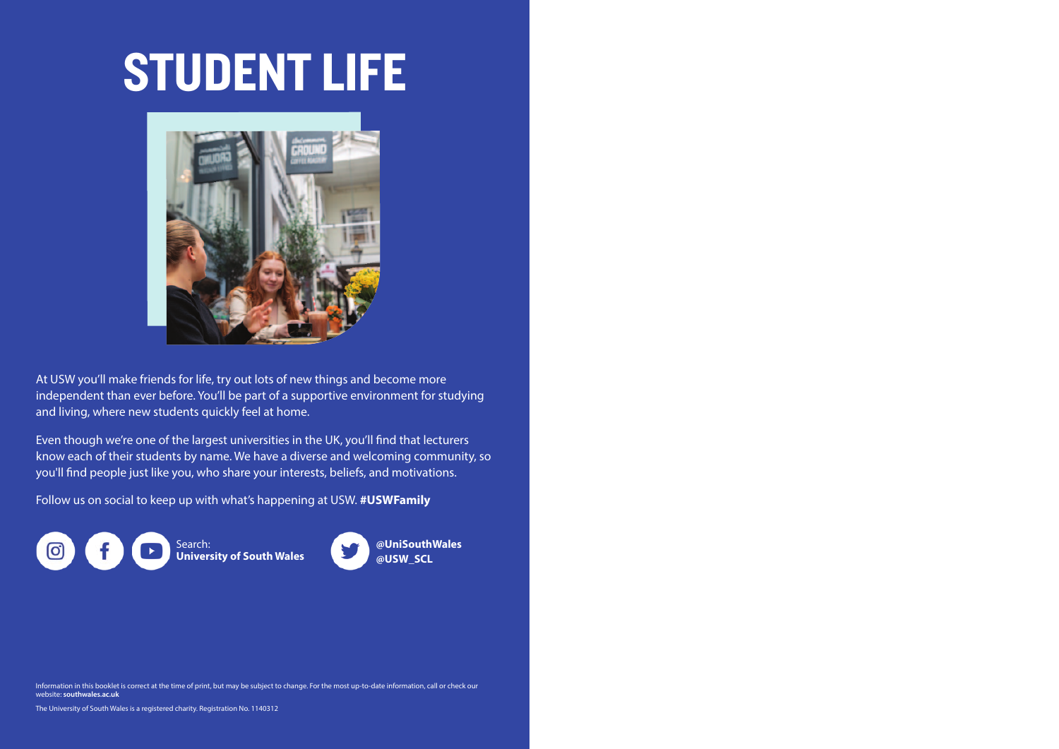# STUDENT LIFE

At USW you'll make friends for life, try out lots of new things and become more independent than ever before. You'll be part of a supportive environment for studying and living, where new students quickly feel at home.

Even though we're one of the largest universities in the UK, you'll find that lecturers know each of their students by name. We have a diverse and welcoming community, so you'll find people just like you, who share your interests, beliefs, and motivations.

Follow us on social to keep up with what's happening at USW. **#USWFamily**

Search:
**University of South Wales**

**@UniSouthWales**
**@USW_SCL**

Information in this booklet is correct at the time of print, but may be subject to change. For the most up-to-date information, call or check our website: **southwales.ac.uk**

The University of South Wales is a registered charity. Registration No. 1140312